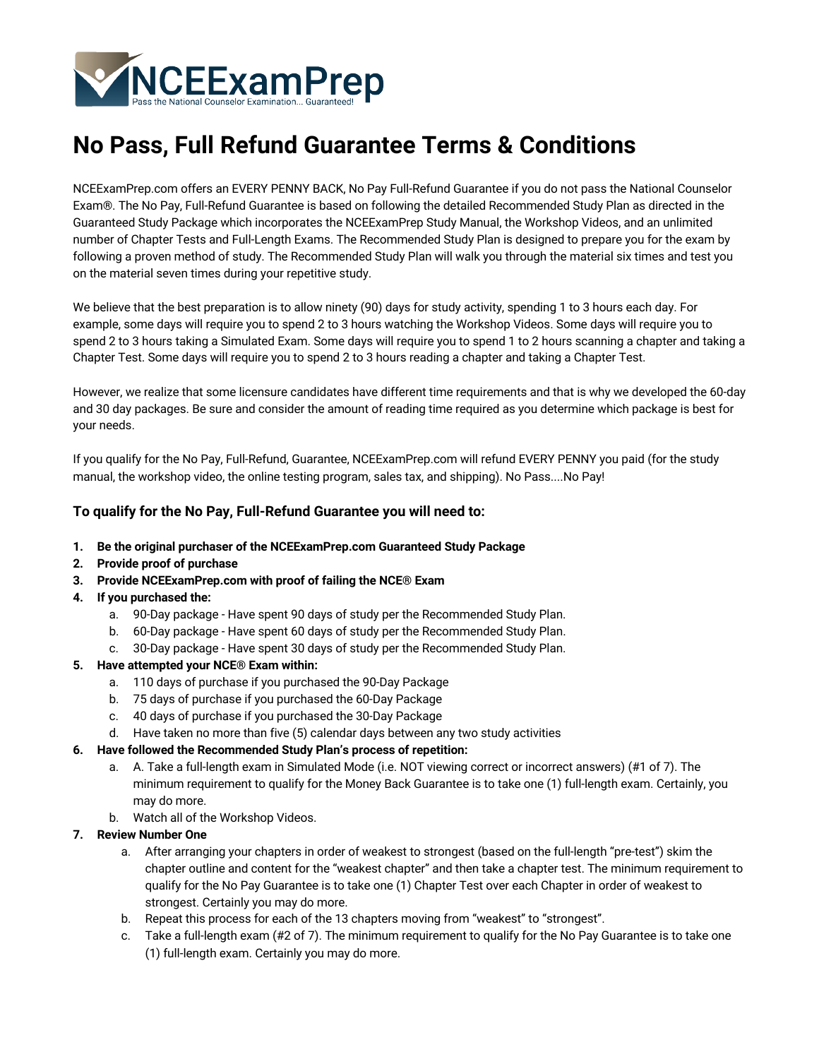NCEExamPrep

Pass the National Counselor Examination... Guaranteed!

# No Pass, Full Refund Guarantee Terms & Conditions

NCEExamPrep.com offers an EVERY PENNY BACK, No Pay Full-Refund Guarantee if you do not pass the National Counselor Exam®. The No Pay, Full-Refund Guarantee is based on following the detailed Recommended Study Plan as directed in the Guaranteed Study Package which incorporates the NCEExamPrep Study Manual, the Workshop Videos, and an unlimited number of Chapter Tests and Full-Length Exams. The Recommended Study Plan is designed to prepare you for the exam by following a proven method of study. The Recommended Study Plan will walk you through the material six times and test you on the material seven times during your repetitive study.

We believe that the best preparation is to allow ninety (90) days for study activity, spending 1 to 3 hours each day. For example, some days will require you to spend 2 to 3 hours watching the Workshop Videos. Some days will require you to spend 2 to 3 hours taking a Simulated Exam. Some days will require you to spend 1 to 2 hours scanning a chapter and taking a Chapter Test. Some days will require you to spend 2 to 3 hours reading a chapter and taking a Chapter Test.

However, we realize that some licensure candidates have different time requirements and that is why we developed the 60-day and 30 day packages. Be sure and consider the amount of reading time required as you determine which package is best for your needs.

If you qualify for the No Pay, Full-Refund, Guarantee, NCEExamPrep.com will refund EVERY PENNY you paid (for the study manual, the workshop video, the online testing program, sales tax, and shipping). No Pass....No Pay!

### To qualify for the No Pay, Full-Refund Guarantee you will need to:

1. **Be the original purchaser of the NCEExamPrep.com Guaranteed Study Package**
2. **Provide proof of purchase**
3. **Provide NCEExamPrep.com with proof of failing the NCE® Exam**
4. **If you purchased the:**
   a. 90-Day package - Have spent 90 days of study per the Recommended Study Plan.
   b. 60-Day package - Have spent 60 days of study per the Recommended Study Plan.
   c. 30-Day package - Have spent 30 days of study per the Recommended Study Plan.
5. **Have attempted your NCE® Exam within:**
   a. 110 days of purchase if you purchased the 90-Day Package
   b. 75 days of purchase if you purchased the 60-Day Package
   c. 40 days of purchase if you purchased the 30-Day Package
   d. Have taken no more than five (5) calendar days between any two study activities
6. **Have followed the Recommended Study Plan's process of repetition:**
   a. A. Take a full-length exam in Simulated Mode (i.e. NOT viewing correct or incorrect answers) (#1 of 7). The minimum requirement to qualify for the Money Back Guarantee is to take one (1) full-length exam. Certainly, you may do more.
   b. Watch all of the Workshop Videos.
7. **Review Number One**
   a. After arranging your chapters in order of weakest to strongest (based on the full-length "pre-test") skim the chapter outline and content for the "weakest chapter" and then take a chapter test. The minimum requirement to qualify for the No Pay Guarantee is to take one (1) Chapter Test over each Chapter in order of weakest to strongest. Certainly you may do more.
   b. Repeat this process for each of the 13 chapters moving from "weakest" to "strongest".
   c. Take a full-length exam (#2 of 7). The minimum requirement to qualify for the No Pay Guarantee is to take one (1) full-length exam. Certainly you may do more.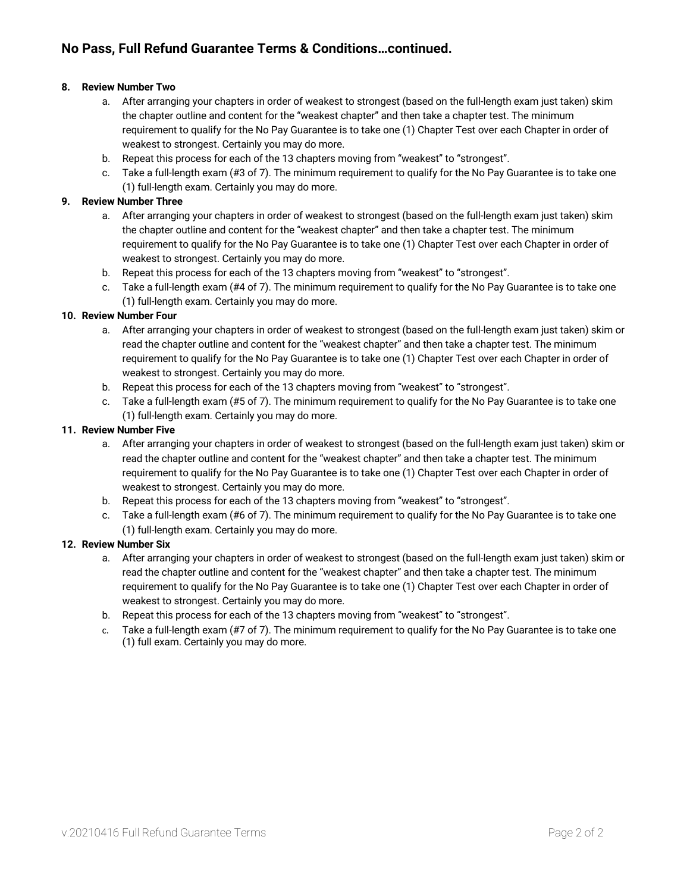## No Pass, Full Refund Guarantee Terms & Conditions…continued.

8. **Review Number Two**
    a. After arranging your chapters in order of weakest to strongest (based on the full-length exam just taken) skim the chapter outline and content for the "weakest chapter" and then take a chapter test. The minimum requirement to qualify for the No Pay Guarantee is to take one (1) Chapter Test over each Chapter in order of weakest to strongest. Certainly you may do more.
    b. Repeat this process for each of the 13 chapters moving from "weakest" to "strongest".
    c. Take a full-length exam (#3 of 7). The minimum requirement to qualify for the No Pay Guarantee is to take one (1) full-length exam. Certainly you may do more.
9. **Review Number Three**
    a. After arranging your chapters in order of weakest to strongest (based on the full-length exam just taken) skim the chapter outline and content for the "weakest chapter" and then take a chapter test. The minimum requirement to qualify for the No Pay Guarantee is to take one (1) Chapter Test over each Chapter in order of weakest to strongest. Certainly you may do more.
    b. Repeat this process for each of the 13 chapters moving from "weakest" to "strongest".
    c. Take a full-length exam (#4 of 7). The minimum requirement to qualify for the No Pay Guarantee is to take one (1) full-length exam. Certainly you may do more.
10. **Review Number Four**
    a. After arranging your chapters in order of weakest to strongest (based on the full-length exam just taken) skim or read the chapter outline and content for the "weakest chapter" and then take a chapter test. The minimum requirement to qualify for the No Pay Guarantee is to take one (1) Chapter Test over each Chapter in order of weakest to strongest. Certainly you may do more.
    b. Repeat this process for each of the 13 chapters moving from "weakest" to "strongest".
    c. Take a full-length exam (#5 of 7). The minimum requirement to qualify for the No Pay Guarantee is to take one (1) full-length exam. Certainly you may do more.
11. **Review Number Five**
    a. After arranging your chapters in order of weakest to strongest (based on the full-length exam just taken) skim or read the chapter outline and content for the "weakest chapter" and then take a chapter test. The minimum requirement to qualify for the No Pay Guarantee is to take one (1) Chapter Test over each Chapter in order of weakest to strongest. Certainly you may do more.
    b. Repeat this process for each of the 13 chapters moving from "weakest" to "strongest".
    c. Take a full-length exam (#6 of 7). The minimum requirement to qualify for the No Pay Guarantee is to take one (1) full-length exam. Certainly you may do more.
12. **Review Number Six**
    a. After arranging your chapters in order of weakest to strongest (based on the full-length exam just taken) skim or read the chapter outline and content for the "weakest chapter" and then take a chapter test. The minimum requirement to qualify for the No Pay Guarantee is to take one (1) Chapter Test over each Chapter in order of weakest to strongest. Certainly you may do more.
    b. Repeat this process for each of the 13 chapters moving from "weakest" to "strongest".
    c. Take a full-length exam (#7 of 7). The minimum requirement to qualify for the No Pay Guarantee is to take one (1) full exam. Certainly you may do more.